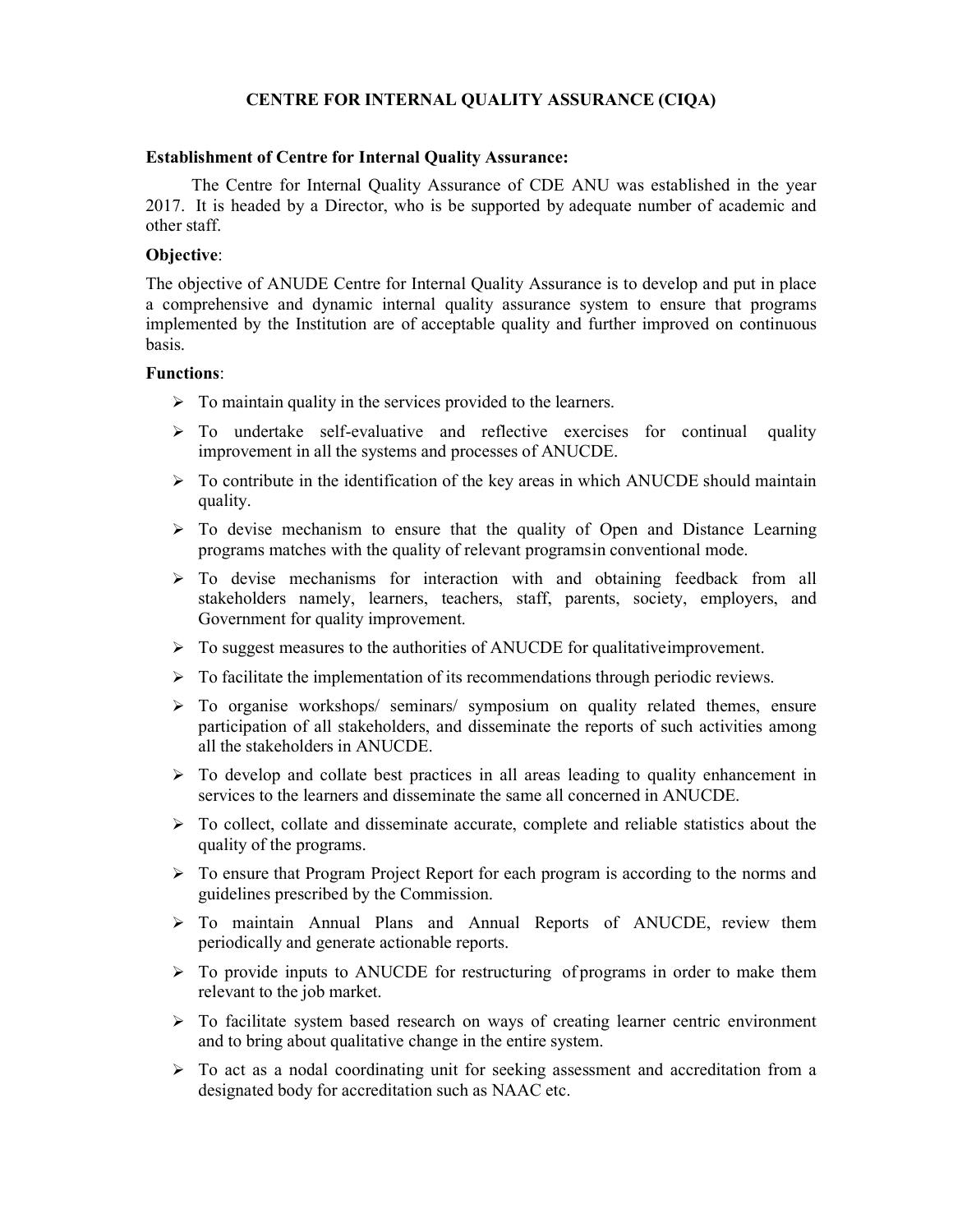# CENTRE FOR INTERNAL QUALITY ASSURANCE (CIQA)

**Establishment of Centre for Internal Quality Assurance:**

The Centre for Internal Quality Assurance of CDE ANU was established in the year 2017. It is headed by a Director, who is be supported by adequate number of academic and other staff.

**Objective**:

The objective of ANUDE Centre for Internal Quality Assurance is to develop and put in place a comprehensive and dynamic internal quality assurance system to ensure that programs implemented by the Institution are of acceptable quality and further improved on continuous basis.

**Functions**:

- To maintain quality in the services provided to the learners.
- To undertake self-evaluative and reflective exercises for continual quality improvement in all the systems and processes of ANUCDE.
- To contribute in the identification of the key areas in which ANUCDE should maintain quality.
- To devise mechanism to ensure that the quality of Open and Distance Learning programs matches with the quality of relevant programsin conventional mode.
- To devise mechanisms for interaction with and obtaining feedback from all stakeholders namely, learners, teachers, staff, parents, society, employers, and Government for quality improvement.
- To suggest measures to the authorities of ANUCDE for qualitativeimprovement.
- To facilitate the implementation of its recommendations through periodic reviews.
- To organise workshops/ seminars/ symposium on quality related themes, ensure participation of all stakeholders, and disseminate the reports of such activities among all the stakeholders in ANUCDE.
- To develop and collate best practices in all areas leading to quality enhancement in services to the learners and disseminate the same all concerned in ANUCDE.
- To collect, collate and disseminate accurate, complete and reliable statistics about the quality of the programs.
- To ensure that Program Project Report for each program is according to the norms and guidelines prescribed by the Commission.
- To maintain Annual Plans and Annual Reports of ANUCDE, review them periodically and generate actionable reports.
- To provide inputs to ANUCDE for restructuring of programs in order to make them relevant to the job market.
- To facilitate system based research on ways of creating learner centric environment and to bring about qualitative change in the entire system.
- To act as a nodal coordinating unit for seeking assessment and accreditation from a designated body for accreditation such as NAAC etc.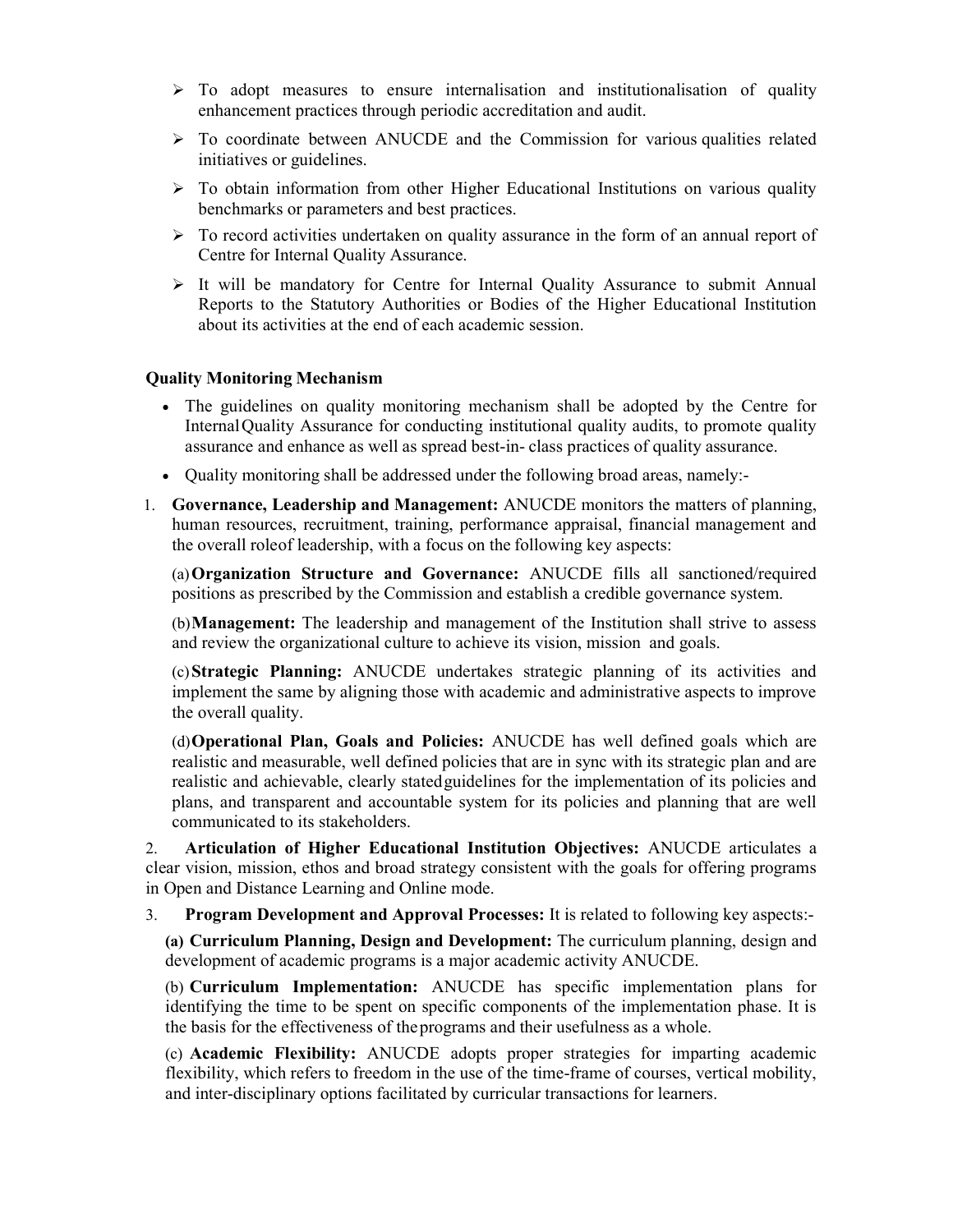- To adopt measures to ensure internalisation and institutionalisation of quality enhancement practices through periodic accreditation and audit.
- To coordinate between ANUCDE and the Commission for various qualities related initiatives or guidelines.
- To obtain information from other Higher Educational Institutions on various quality benchmarks or parameters and best practices.
- To record activities undertaken on quality assurance in the form of an annual report of Centre for Internal Quality Assurance.
- It will be mandatory for Centre for Internal Quality Assurance to submit Annual Reports to the Statutory Authorities or Bodies of the Higher Educational Institution about its activities at the end of each academic session.

**Quality Monitoring Mechanism**

- The guidelines on quality monitoring mechanism shall be adopted by the Centre for InternalQuality Assurance for conducting institutional quality audits, to promote quality assurance and enhance as well as spread best-in- class practices of quality assurance.
- Quality monitoring shall be addressed under the following broad areas, namely:-

1. **Governance, Leadership and Management:** ANUCDE monitors the matters of planning, human resources, recruitment, training, performance appraisal, financial management and the overall roleof leadership, with a focus on the following key aspects:

   (a) **Organization Structure and Governance:** ANUCDE fills all sanctioned/required positions as prescribed by the Commission and establish a credible governance system.

   (b) **Management:** The leadership and management of the Institution shall strive to assess and review the organizational culture to achieve its vision, mission and goals.

   (c) **Strategic Planning:** ANUCDE undertakes strategic planning of its activities and implement the same by aligning those with academic and administrative aspects to improve the overall quality.

   (d) **Operational Plan, Goals and Policies:** ANUCDE has well defined goals which are realistic and measurable, well defined policies that are in sync with its strategic plan and are realistic and achievable, clearly statedguidelines for the implementation of its policies and plans, and transparent and accountable system for its policies and planning that are well communicated to its stakeholders.

2. **Articulation of Higher Educational Institution Objectives:** ANUCDE articulates a clear vision, mission, ethos and broad strategy consistent with the goals for offering programs in Open and Distance Learning and Online mode.

3. **Program Development and Approval Processes:** It is related to following key aspects:-

   **(a) Curriculum Planning, Design and Development:** The curriculum planning, design and development of academic programs is a major academic activity ANUCDE.

   (b) **Curriculum Implementation:** ANUCDE has specific implementation plans for identifying the time to be spent on specific components of the implementation phase. It is the basis for the effectiveness of theprograms and their usefulness as a whole.

   (c) **Academic Flexibility:** ANUCDE adopts proper strategies for imparting academic flexibility, which refers to freedom in the use of the time-frame of courses, vertical mobility, and inter-disciplinary options facilitated by curricular transactions for learners.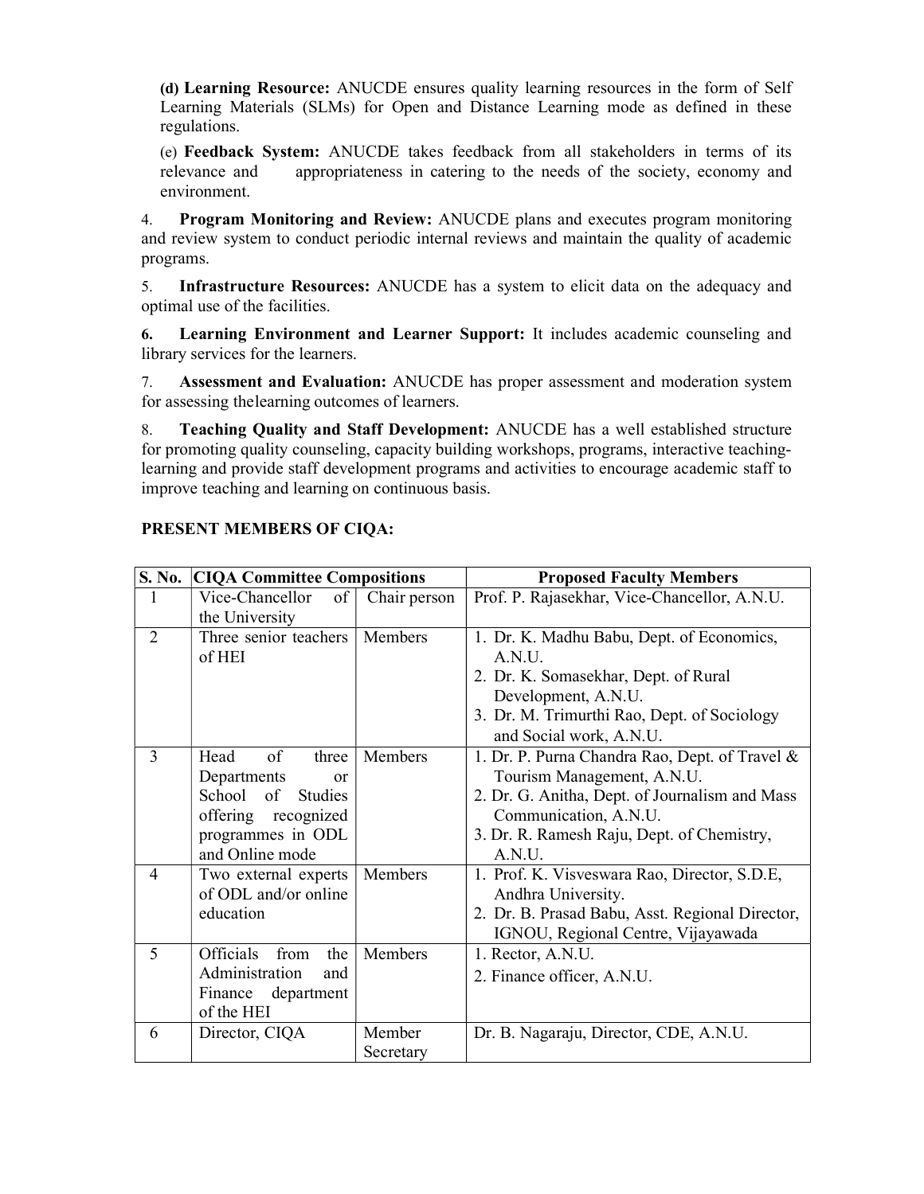(d) **Learning Resource:** ANUCDE ensures quality learning resources in the form of Self Learning Materials (SLMs) for Open and Distance Learning mode as defined in these regulations.

(e) **Feedback System:** ANUCDE takes feedback from all stakeholders in terms of its relevance and appropriateness in catering to the needs of the society, economy and environment.

4. **Program Monitoring and Review:** ANUCDE plans and executes program monitoring and review system to conduct periodic internal reviews and maintain the quality of academic programs.

5. **Infrastructure Resources:** ANUCDE has a system to elicit data on the adequacy and optimal use of the facilities.

6. **Learning Environment and Learner Support:** It includes academic counseling and library services for the learners.

7. **Assessment and Evaluation:** ANUCDE has proper assessment and moderation system for assessing thelearning outcomes of learners.

8. **Teaching Quality and Staff Development:** ANUCDE has a well established structure for promoting quality counseling, capacity building workshops, programs, interactive teaching-learning and provide staff development programs and activities to encourage academic staff to improve teaching and learning on continuous basis.

**PRESENT MEMBERS OF CIQA:**

| S. No. | CIQA Committee Compositions | | Proposed Faculty Members |
|---|---|---|---|
| 1 | Vice-Chancellor of the University | Chair person | Prof. P. Rajasekhar, Vice-Chancellor, A.N.U. |
| 2 | Three senior teachers of HEI | Members | 1. Dr. K. Madhu Babu, Dept. of Economics, A.N.U.<br>2. Dr. K. Somasekhar, Dept. of Rural Development, A.N.U.<br>3. Dr. M. Trimurthi Rao, Dept. of Sociology and Social work, A.N.U. |
| 3 | Head of three Departments or School of Studies offering recognized programmes in ODL and Online mode | Members | 1. Dr. P. Purna Chandra Rao, Dept. of Travel & Tourism Management, A.N.U.<br>2. Dr. G. Anitha, Dept. of Journalism and Mass Communication, A.N.U.<br>3. Dr. R. Ramesh Raju, Dept. of Chemistry, A.N.U. |
| 4 | Two external experts of ODL and/or online education | Members | 1. Prof. K. Visveswara Rao, Director, S.D.E, Andhra University.<br>2. Dr. B. Prasad Babu, Asst. Regional Director, IGNOU, Regional Centre, Vijayawada |
| 5 | Officials from the Administration and Finance department of the HEI | Members | 1. Rector, A.N.U.<br>2. Finance officer, A.N.U. |
| 6 | Director, CIQA | Member Secretary | Dr. B. Nagaraju, Director, CDE, A.N.U. |